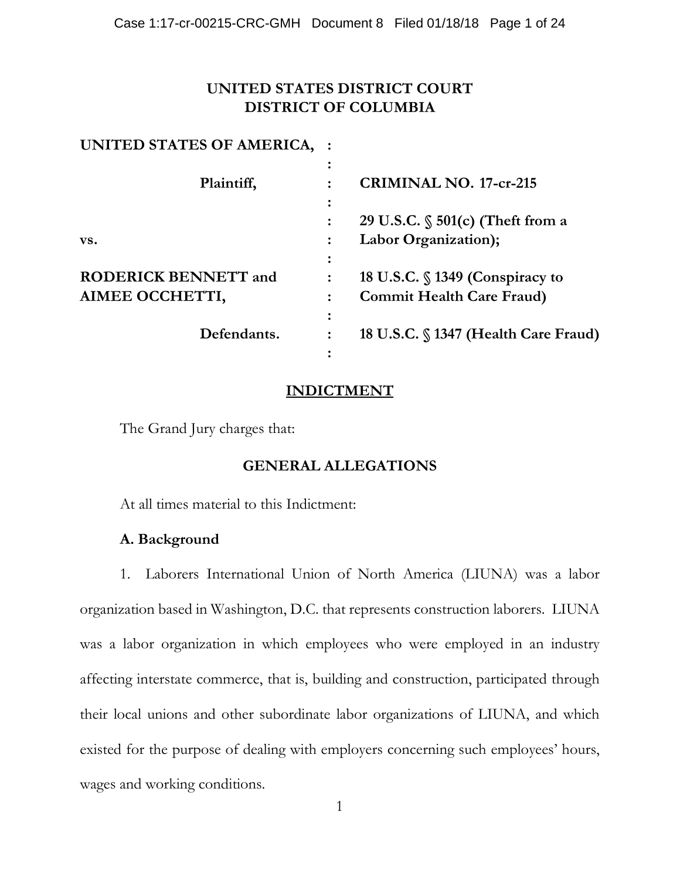# UNITED STATES DISTRICT COURT
# DISTRICT OF COLUMBIA

| | | |
|---|---|---|
| **UNITED STATES OF AMERICA,** | : | |
| | : | |
| **Plaintiff,** | : | **CRIMINAL NO. 17-cr-215** |
| | : | |
| | : | **29 U.S.C. § 501(c) (Theft from a** |
| **vs.** | : | **Labor Organization);** |
| | : | |
| **RODERICK BENNETT and** | : | **18 U.S.C. § 1349 (Conspiracy to** |
| **AIMEE OCCHETTI,** | : | **Commit Health Care Fraud)** |
| | : | |
| **Defendants.** | : | **18 U.S.C. § 1347 (Health Care Fraud)** |
| | : | |

## INDICTMENT

The Grand Jury charges that:

## GENERAL ALLEGATIONS

At all times material to this Indictment:

### A. Background

1. Laborers International Union of North America (LIUNA) was a labor organization based in Washington, D.C. that represents construction laborers. LIUNA was a labor organization in which employees who were employed in an industry affecting interstate commerce, that is, building and construction, participated through their local unions and other subordinate labor organizations of LIUNA, and which existed for the purpose of dealing with employers concerning such employees' hours, wages and working conditions.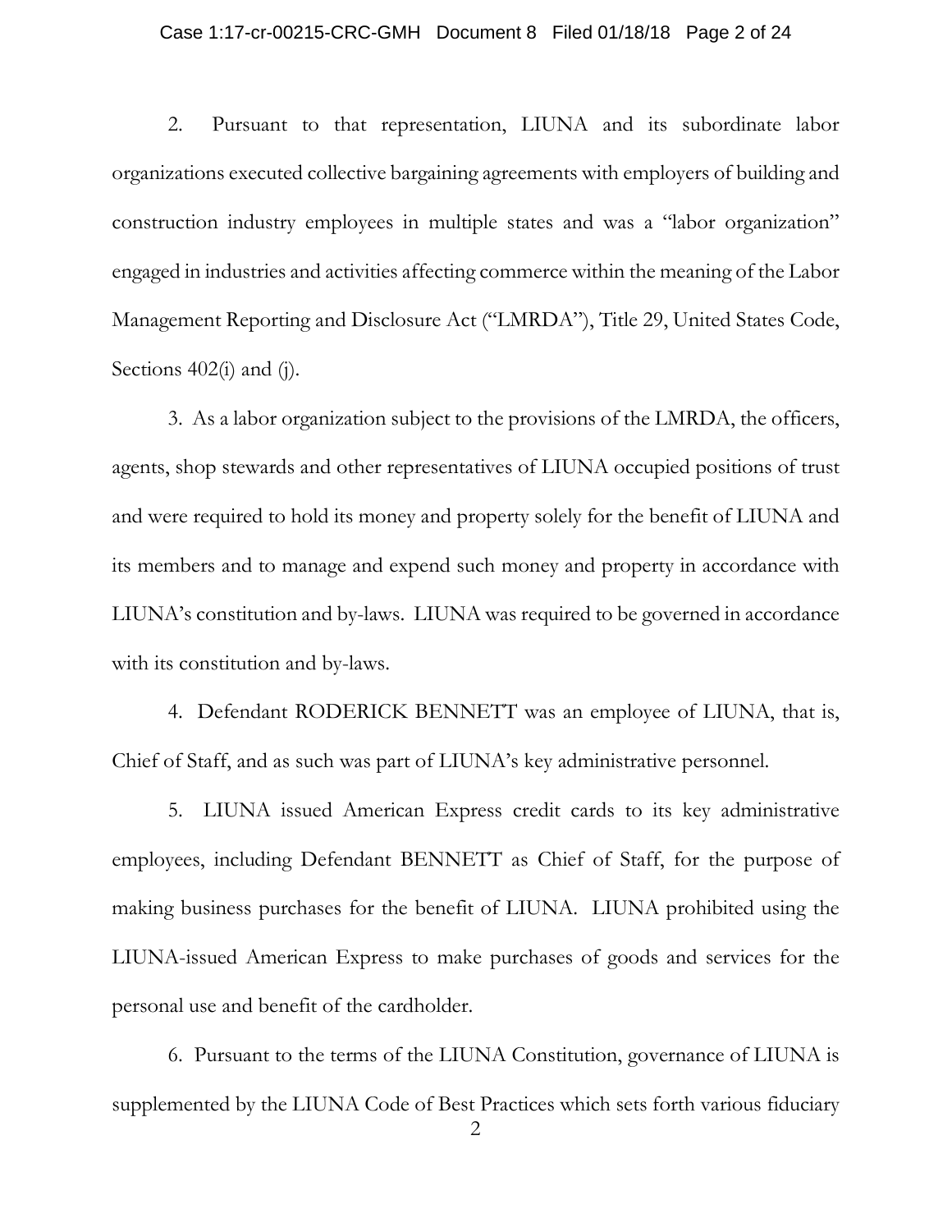2. Pursuant to that representation, LIUNA and its subordinate labor organizations executed collective bargaining agreements with employers of building and construction industry employees in multiple states and was a "labor organization" engaged in industries and activities affecting commerce within the meaning of the Labor Management Reporting and Disclosure Act ("LMRDA"), Title 29, United States Code, Sections 402(i) and (j).

3. As a labor organization subject to the provisions of the LMRDA, the officers, agents, shop stewards and other representatives of LIUNA occupied positions of trust and were required to hold its money and property solely for the benefit of LIUNA and its members and to manage and expend such money and property in accordance with LIUNA's constitution and by-laws. LIUNA was required to be governed in accordance with its constitution and by-laws.

4. Defendant RODERICK BENNETT was an employee of LIUNA, that is, Chief of Staff, and as such was part of LIUNA's key administrative personnel.

5. LIUNA issued American Express credit cards to its key administrative employees, including Defendant BENNETT as Chief of Staff, for the purpose of making business purchases for the benefit of LIUNA. LIUNA prohibited using the LIUNA-issued American Express to make purchases of goods and services for the personal use and benefit of the cardholder.

6. Pursuant to the terms of the LIUNA Constitution, governance of LIUNA is supplemented by the LIUNA Code of Best Practices which sets forth various fiduciary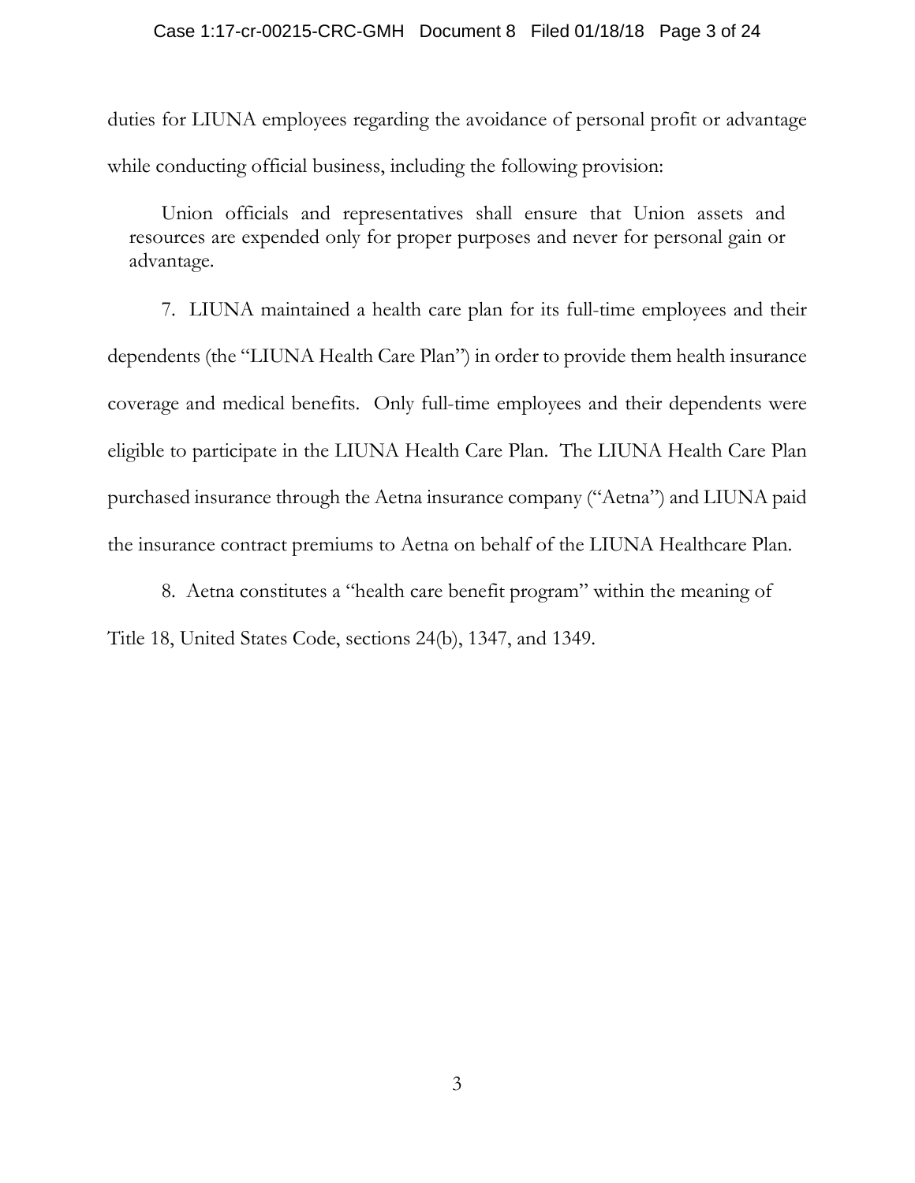duties for LIUNA employees regarding the avoidance of personal profit or advantage while conducting official business, including the following provision:

> Union officials and representatives shall ensure that Union assets and resources are expended only for proper purposes and never for personal gain or advantage.

7. LIUNA maintained a health care plan for its full-time employees and their dependents (the "LIUNA Health Care Plan") in order to provide them health insurance coverage and medical benefits. Only full-time employees and their dependents were eligible to participate in the LIUNA Health Care Plan. The LIUNA Health Care Plan purchased insurance through the Aetna insurance company ("Aetna") and LIUNA paid the insurance contract premiums to Aetna on behalf of the LIUNA Healthcare Plan.

8. Aetna constitutes a "health care benefit program" within the meaning of Title 18, United States Code, sections 24(b), 1347, and 1349.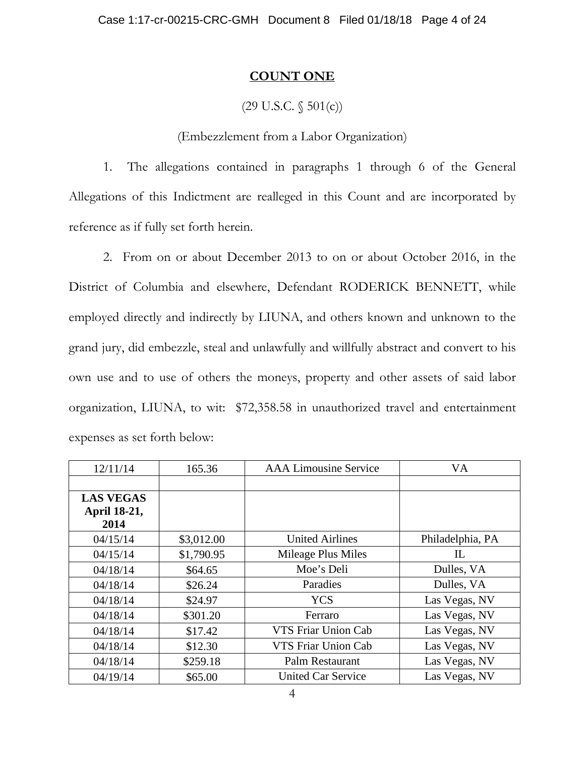## COUNT ONE

(29 U.S.C. § 501(c))

(Embezzlement from a Labor Organization)

1. The allegations contained in paragraphs 1 through 6 of the General Allegations of this Indictment are realleged in this Count and are incorporated by reference as if fully set forth herein.

2. From on or about December 2013 to on or about October 2016, in the District of Columbia and elsewhere, Defendant RODERICK BENNETT, while employed directly and indirectly by LIUNA, and others known and unknown to the grand jury, did embezzle, steal and unlawfully and willfully abstract and convert to his own use and to use of others the moneys, property and other assets of said labor organization, LIUNA, to wit: $72,358.58 in unauthorized travel and entertainment expenses as set forth below:

| 12/11/14 | 165.36 | AAA Limousine Service | VA |
|---|---|---|---|
| | | | |
| **LAS VEGAS April 18-21, 2014** | | | |
| 04/15/14 | $3,012.00 | United Airlines | Philadelphia, PA |
| 04/15/14 | $1,790.95 | Mileage Plus Miles | IL |
| 04/18/14 | $64.65 | Moe's Deli | Dulles, VA |
| 04/18/14 | $26.24 | Paradies | Dulles, VA |
| 04/18/14 | $24.97 | YCS | Las Vegas, NV |
| 04/18/14 | $301.20 | Ferraro | Las Vegas, NV |
| 04/18/14 | $17.42 | VTS Friar Union Cab | Las Vegas, NV |
| 04/18/14 | $12.30 | VTS Friar Union Cab | Las Vegas, NV |
| 04/18/14 | $259.18 | Palm Restaurant | Las Vegas, NV |
| 04/19/14 | $65.00 | United Car Service | Las Vegas, NV |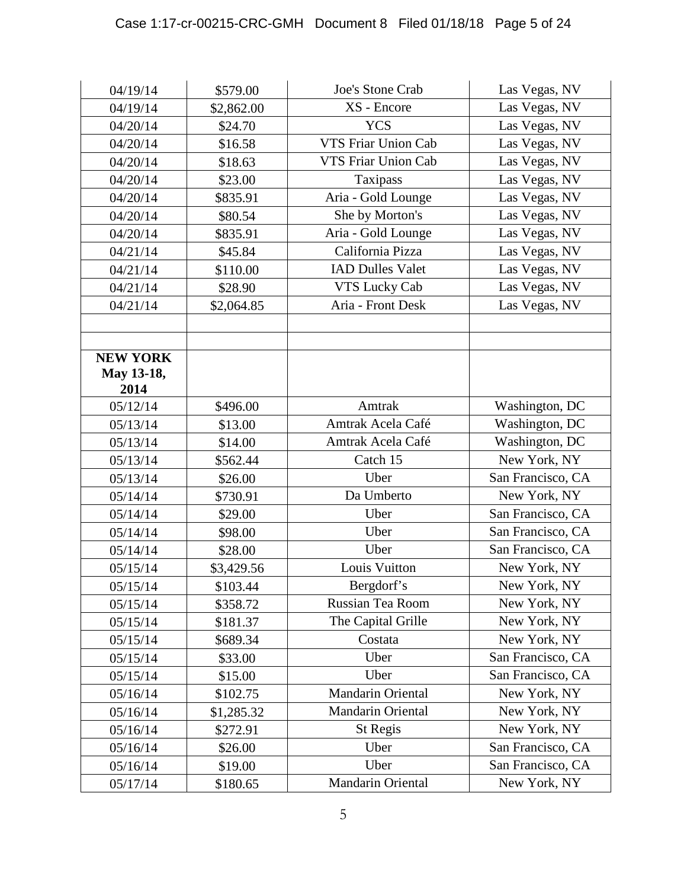| | | | |
|---|---|---|---|
| 04/19/14 | $579.00 | Joe's Stone Crab | Las Vegas, NV |
| 04/19/14 | $2,862.00 | XS - Encore | Las Vegas, NV |
| 04/20/14 | $24.70 | YCS | Las Vegas, NV |
| 04/20/14 | $16.58 | VTS Friar Union Cab | Las Vegas, NV |
| 04/20/14 | $18.63 | VTS Friar Union Cab | Las Vegas, NV |
| 04/20/14 | $23.00 | Taxipass | Las Vegas, NV |
| 04/20/14 | $835.91 | Aria - Gold Lounge | Las Vegas, NV |
| 04/20/14 | $80.54 | She by Morton's | Las Vegas, NV |
| 04/20/14 | $835.91 | Aria - Gold Lounge | Las Vegas, NV |
| 04/21/14 | $45.84 | California Pizza | Las Vegas, NV |
| 04/21/14 | $110.00 | IAD Dulles Valet | Las Vegas, NV |
| 04/21/14 | $28.90 | VTS Lucky Cab | Las Vegas, NV |
| 04/21/14 | $2,064.85 | Aria - Front Desk | Las Vegas, NV |
| | | | |
| | | | |
| **NEW YORK May 13-18, 2014** | | | |
| 05/12/14 | $496.00 | Amtrak | Washington, DC |
| 05/13/14 | $13.00 | Amtrak Acela Café | Washington, DC |
| 05/13/14 | $14.00 | Amtrak Acela Café | Washington, DC |
| 05/13/14 | $562.44 | Catch 15 | New York, NY |
| 05/13/14 | $26.00 | Uber | San Francisco, CA |
| 05/14/14 | $730.91 | Da Umberto | New York, NY |
| 05/14/14 | $29.00 | Uber | San Francisco, CA |
| 05/14/14 | $98.00 | Uber | San Francisco, CA |
| 05/14/14 | $28.00 | Uber | San Francisco, CA |
| 05/15/14 | $3,429.56 | Louis Vuitton | New York, NY |
| 05/15/14 | $103.44 | Bergdorf's | New York, NY |
| 05/15/14 | $358.72 | Russian Tea Room | New York, NY |
| 05/15/14 | $181.37 | The Capital Grille | New York, NY |
| 05/15/14 | $689.34 | Costata | New York, NY |
| 05/15/14 | $33.00 | Uber | San Francisco, CA |
| 05/15/14 | $15.00 | Uber | San Francisco, CA |
| 05/16/14 | $102.75 | Mandarin Oriental | New York, NY |
| 05/16/14 | $1,285.32 | Mandarin Oriental | New York, NY |
| 05/16/14 | $272.91 | St Regis | New York, NY |
| 05/16/14 | $26.00 | Uber | San Francisco, CA |
| 05/16/14 | $19.00 | Uber | San Francisco, CA |
| 05/17/14 | $180.65 | Mandarin Oriental | New York, NY |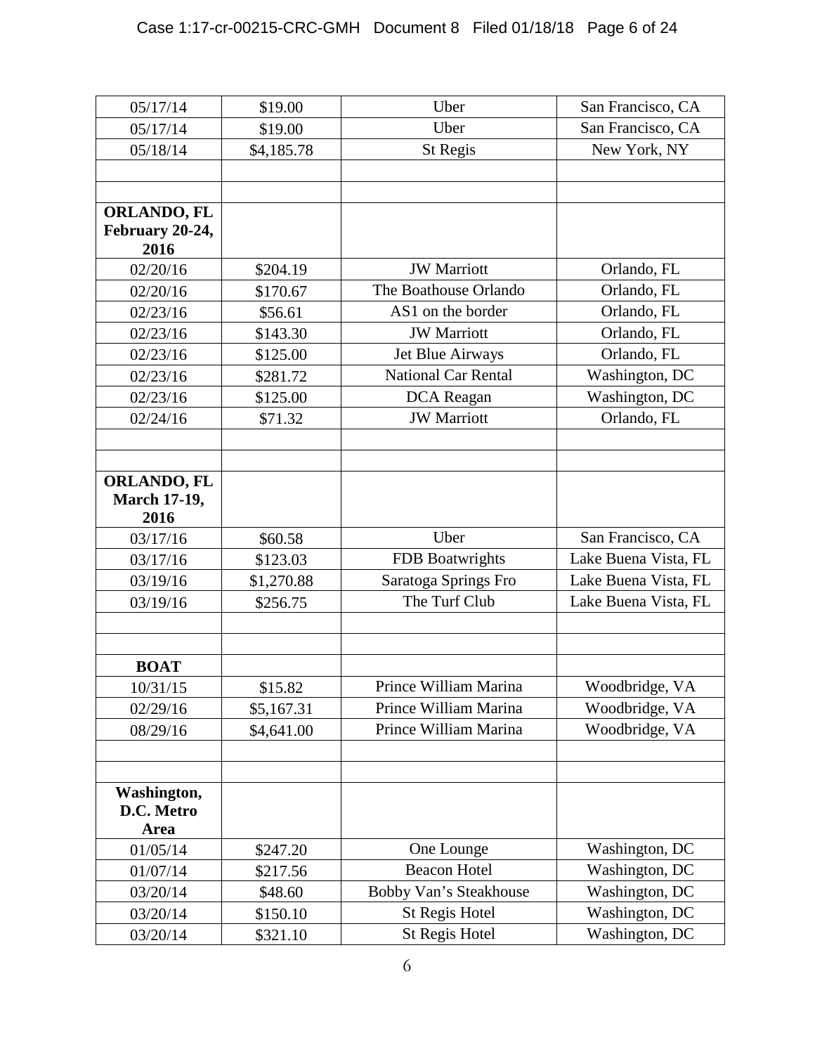| | | | |
|---|---|---|---|
| 05/17/14 | $19.00 | Uber | San Francisco, CA |
| 05/17/14 | $19.00 | Uber | San Francisco, CA |
| 05/18/14 | $4,185.78 | St Regis | New York, NY |
| | | | |
| | | | |
| **ORLANDO, FL February 20-24, 2016** | | | |
| 02/20/16 | $204.19 | JW Marriott | Orlando, FL |
| 02/20/16 | $170.67 | The Boathouse Orlando | Orlando, FL |
| 02/23/16 | $56.61 | AS1 on the border | Orlando, FL |
| 02/23/16 | $143.30 | JW Marriott | Orlando, FL |
| 02/23/16 | $125.00 | Jet Blue Airways | Orlando, FL |
| 02/23/16 | $281.72 | National Car Rental | Washington, DC |
| 02/23/16 | $125.00 | DCA Reagan | Washington, DC |
| 02/24/16 | $71.32 | JW Marriott | Orlando, FL |
| | | | |
| | | | |
| **ORLANDO, FL March 17-19, 2016** | | | |
| 03/17/16 | $60.58 | Uber | San Francisco, CA |
| 03/17/16 | $123.03 | FDB Boatwrights | Lake Buena Vista, FL |
| 03/19/16 | $1,270.88 | Saratoga Springs Fro | Lake Buena Vista, FL |
| 03/19/16 | $256.75 | The Turf Club | Lake Buena Vista, FL |
| | | | |
| | | | |
| **BOAT** | | | |
| 10/31/15 | $15.82 | Prince William Marina | Woodbridge, VA |
| 02/29/16 | $5,167.31 | Prince William Marina | Woodbridge, VA |
| 08/29/16 | $4,641.00 | Prince William Marina | Woodbridge, VA |
| | | | |
| | | | |
| **Washington, D.C. Metro Area** | | | |
| 01/05/14 | $247.20 | One Lounge | Washington, DC |
| 01/07/14 | $217.56 | Beacon Hotel | Washington, DC |
| 03/20/14 | $48.60 | Bobby Van's Steakhouse | Washington, DC |
| 03/20/14 | $150.10 | St Regis Hotel | Washington, DC |
| 03/20/14 | $321.10 | St Regis Hotel | Washington, DC |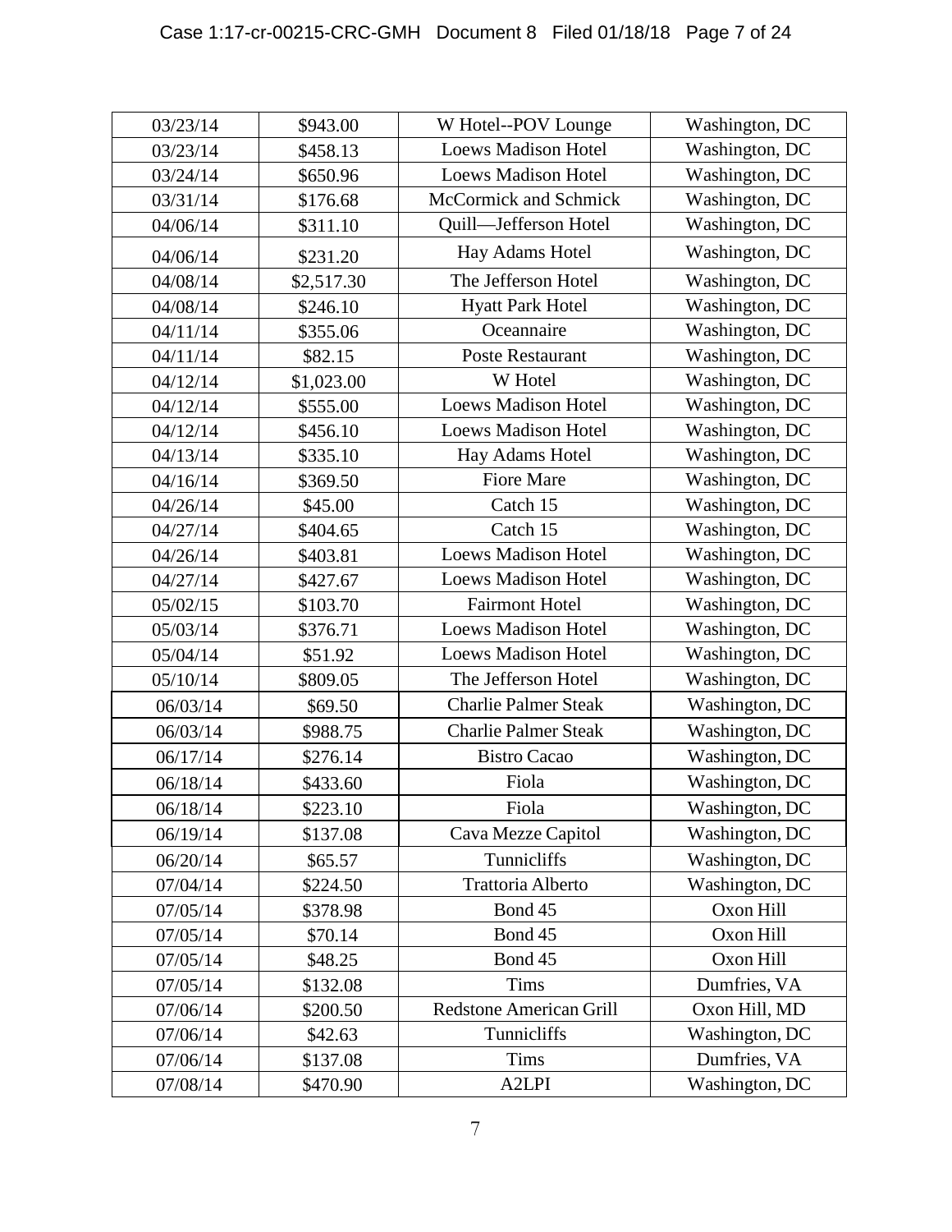| | | | |
|---|---|---|---|
| 03/23/14 | $943.00 | W Hotel--POV Lounge | Washington, DC |
| 03/23/14 | $458.13 | Loews Madison Hotel | Washington, DC |
| 03/24/14 | $650.96 | Loews Madison Hotel | Washington, DC |
| 03/31/14 | $176.68 | McCormick and Schmick | Washington, DC |
| 04/06/14 | $311.10 | Quill—Jefferson Hotel | Washington, DC |
| 04/06/14 | $231.20 | Hay Adams Hotel | Washington, DC |
| 04/08/14 | $2,517.30 | The Jefferson Hotel | Washington, DC |
| 04/08/14 | $246.10 | Hyatt Park Hotel | Washington, DC |
| 04/11/14 | $355.06 | Oceannaire | Washington, DC |
| 04/11/14 | $82.15 | Poste Restaurant | Washington, DC |
| 04/12/14 | $1,023.00 | W Hotel | Washington, DC |
| 04/12/14 | $555.00 | Loews Madison Hotel | Washington, DC |
| 04/12/14 | $456.10 | Loews Madison Hotel | Washington, DC |
| 04/13/14 | $335.10 | Hay Adams Hotel | Washington, DC |
| 04/16/14 | $369.50 | Fiore Mare | Washington, DC |
| 04/26/14 | $45.00 | Catch 15 | Washington, DC |
| 04/27/14 | $404.65 | Catch 15 | Washington, DC |
| 04/26/14 | $403.81 | Loews Madison Hotel | Washington, DC |
| 04/27/14 | $427.67 | Loews Madison Hotel | Washington, DC |
| 05/02/15 | $103.70 | Fairmont Hotel | Washington, DC |
| 05/03/14 | $376.71 | Loews Madison Hotel | Washington, DC |
| 05/04/14 | $51.92 | Loews Madison Hotel | Washington, DC |
| 05/10/14 | $809.05 | The Jefferson Hotel | Washington, DC |
| 06/03/14 | $69.50 | Charlie Palmer Steak | Washington, DC |
| 06/03/14 | $988.75 | Charlie Palmer Steak | Washington, DC |
| 06/17/14 | $276.14 | Bistro Cacao | Washington, DC |
| 06/18/14 | $433.60 | Fiola | Washington, DC |
| 06/18/14 | $223.10 | Fiola | Washington, DC |
| 06/19/14 | $137.08 | Cava Mezze Capitol | Washington, DC |
| 06/20/14 | $65.57 | Tunnicliffs | Washington, DC |
| 07/04/14 | $224.50 | Trattoria Alberto | Washington, DC |
| 07/05/14 | $378.98 | Bond 45 | Oxon Hill |
| 07/05/14 | $70.14 | Bond 45 | Oxon Hill |
| 07/05/14 | $48.25 | Bond 45 | Oxon Hill |
| 07/05/14 | $132.08 | Tims | Dumfries, VA |
| 07/06/14 | $200.50 | Redstone American Grill | Oxon Hill, MD |
| 07/06/14 | $42.63 | Tunnicliffs | Washington, DC |
| 07/06/14 | $137.08 | Tims | Dumfries, VA |
| 07/08/14 | $470.90 | A2LPI | Washington, DC |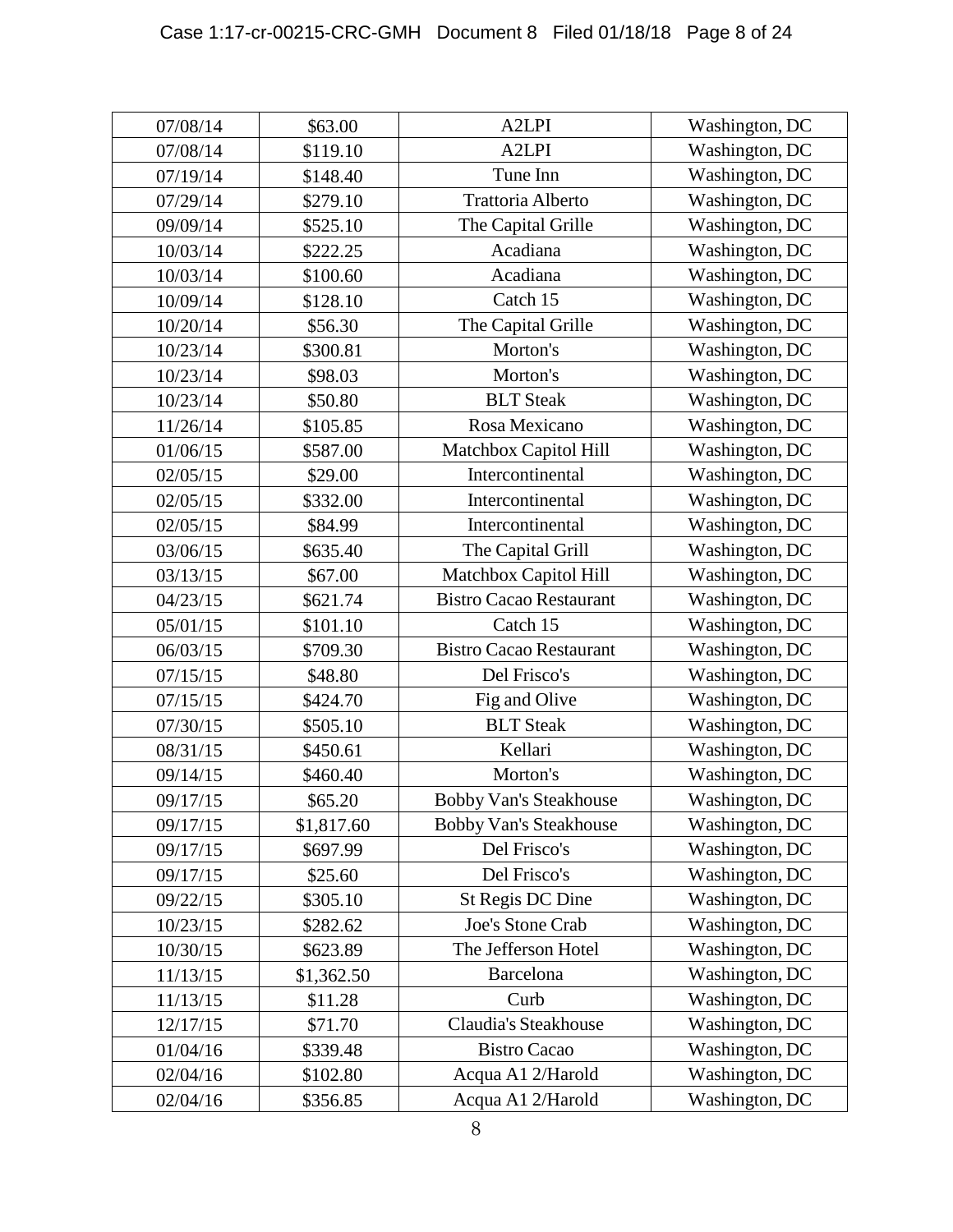| 07/08/14 | $63.00 | A2LPI | Washington, DC |
|---|---|---|---|
| 07/08/14 | $119.10 | A2LPI | Washington, DC |
| 07/19/14 | $148.40 | Tune Inn | Washington, DC |
| 07/29/14 | $279.10 | Trattoria Alberto | Washington, DC |
| 09/09/14 | $525.10 | The Capital Grille | Washington, DC |
| 10/03/14 | $222.25 | Acadiana | Washington, DC |
| 10/03/14 | $100.60 | Acadiana | Washington, DC |
| 10/09/14 | $128.10 | Catch 15 | Washington, DC |
| 10/20/14 | $56.30 | The Capital Grille | Washington, DC |
| 10/23/14 | $300.81 | Morton's | Washington, DC |
| 10/23/14 | $98.03 | Morton's | Washington, DC |
| 10/23/14 | $50.80 | BLT Steak | Washington, DC |
| 11/26/14 | $105.85 | Rosa Mexicano | Washington, DC |
| 01/06/15 | $587.00 | Matchbox Capitol Hill | Washington, DC |
| 02/05/15 | $29.00 | Intercontinental | Washington, DC |
| 02/05/15 | $332.00 | Intercontinental | Washington, DC |
| 02/05/15 | $84.99 | Intercontinental | Washington, DC |
| 03/06/15 | $635.40 | The Capital Grill | Washington, DC |
| 03/13/15 | $67.00 | Matchbox Capitol Hill | Washington, DC |
| 04/23/15 | $621.74 | Bistro Cacao Restaurant | Washington, DC |
| 05/01/15 | $101.10 | Catch 15 | Washington, DC |
| 06/03/15 | $709.30 | Bistro Cacao Restaurant | Washington, DC |
| 07/15/15 | $48.80 | Del Frisco's | Washington, DC |
| 07/15/15 | $424.70 | Fig and Olive | Washington, DC |
| 07/30/15 | $505.10 | BLT Steak | Washington, DC |
| 08/31/15 | $450.61 | Kellari | Washington, DC |
| 09/14/15 | $460.40 | Morton's | Washington, DC |
| 09/17/15 | $65.20 | Bobby Van's Steakhouse | Washington, DC |
| 09/17/15 | $1,817.60 | Bobby Van's Steakhouse | Washington, DC |
| 09/17/15 | $697.99 | Del Frisco's | Washington, DC |
| 09/17/15 | $25.60 | Del Frisco's | Washington, DC |
| 09/22/15 | $305.10 | St Regis DC Dine | Washington, DC |
| 10/23/15 | $282.62 | Joe's Stone Crab | Washington, DC |
| 10/30/15 | $623.89 | The Jefferson Hotel | Washington, DC |
| 11/13/15 | $1,362.50 | Barcelona | Washington, DC |
| 11/13/15 | $11.28 | Curb | Washington, DC |
| 12/17/15 | $71.70 | Claudia's Steakhouse | Washington, DC |
| 01/04/16 | $339.48 | Bistro Cacao | Washington, DC |
| 02/04/16 | $102.80 | Acqua A1 2/Harold | Washington, DC |
| 02/04/16 | $356.85 | Acqua A1 2/Harold | Washington, DC |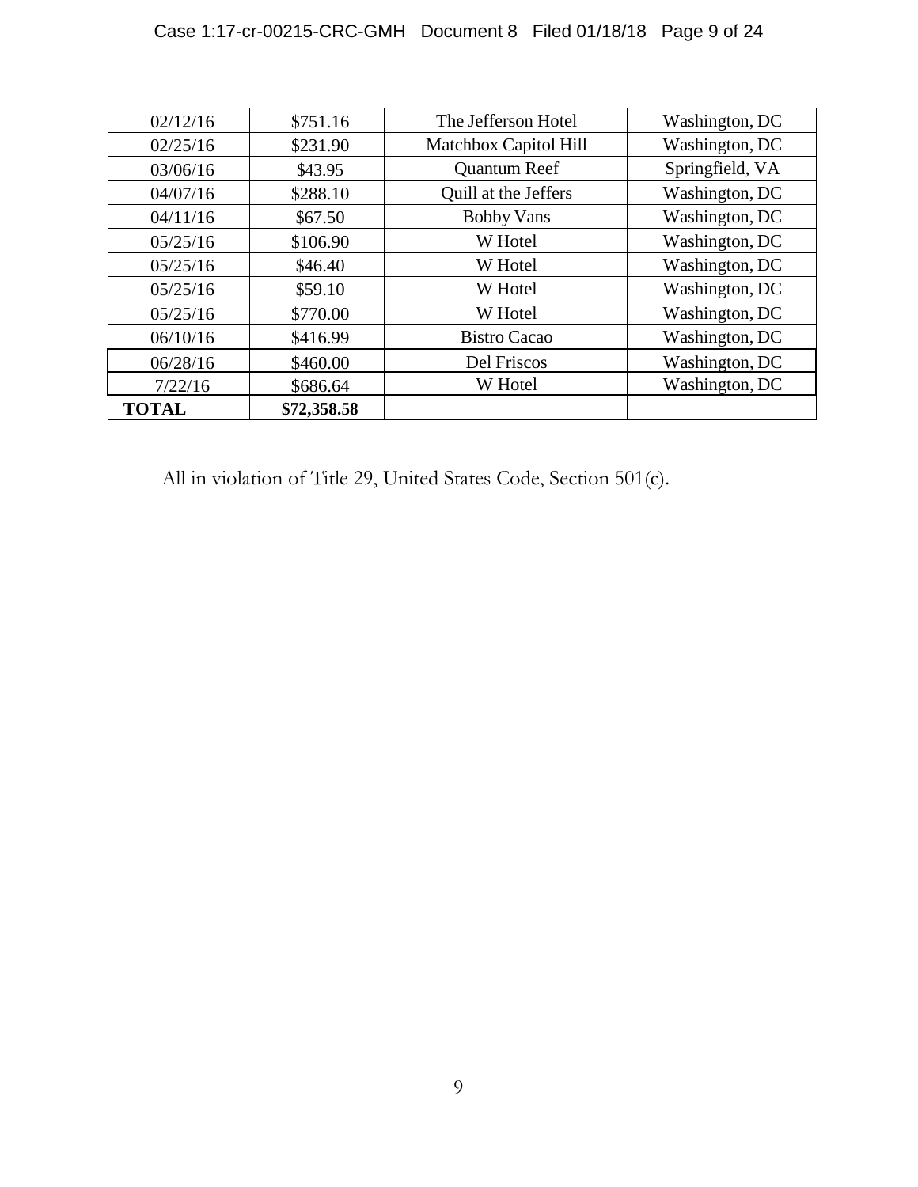| 02/12/16 | $751.16 | The Jefferson Hotel | Washington, DC |
|---|---|---|---|
| 02/25/16 | $231.90 | Matchbox Capitol Hill | Washington, DC |
| 03/06/16 | $43.95 | Quantum Reef | Springfield, VA |
| 04/07/16 | $288.10 | Quill at the Jeffers | Washington, DC |
| 04/11/16 | $67.50 | Bobby Vans | Washington, DC |
| 05/25/16 | $106.90 | W Hotel | Washington, DC |
| 05/25/16 | $46.40 | W Hotel | Washington, DC |
| 05/25/16 | $59.10 | W Hotel | Washington, DC |
| 05/25/16 | $770.00 | W Hotel | Washington, DC |
| 06/10/16 | $416.99 | Bistro Cacao | Washington, DC |
| 06/28/16 | $460.00 | Del Friscos | Washington, DC |
| 7/22/16 | $686.64 | W Hotel | Washington, DC |
| **TOTAL** | **$72,358.58** | | |

All in violation of Title 29, United States Code, Section 501(c).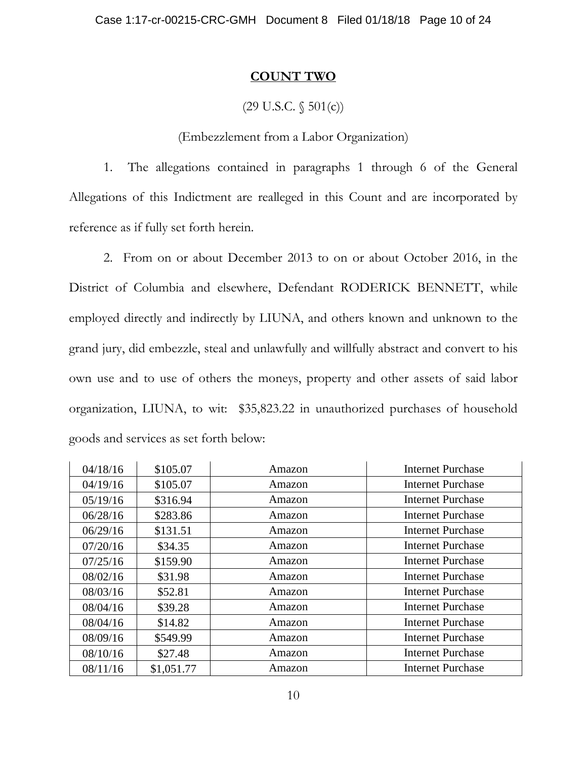## COUNT TWO

(29 U.S.C. § 501(c))

(Embezzlement from a Labor Organization)

1. The allegations contained in paragraphs 1 through 6 of the General Allegations of this Indictment are realleged in this Count and are incorporated by reference as if fully set forth herein.

2. From on or about December 2013 to on or about October 2016, in the District of Columbia and elsewhere, Defendant RODERICK BENNETT, while employed directly and indirectly by LIUNA, and others known and unknown to the grand jury, did embezzle, steal and unlawfully and willfully abstract and convert to his own use and to use of others the moneys, property and other assets of said labor organization, LIUNA, to wit: $35,823.22 in unauthorized purchases of household goods and services as set forth below:

| | | | |
|---|---|---|---|
| 04/18/16 | $105.07 | Amazon | Internet Purchase |
| 04/19/16 | $105.07 | Amazon | Internet Purchase |
| 05/19/16 | $316.94 | Amazon | Internet Purchase |
| 06/28/16 | $283.86 | Amazon | Internet Purchase |
| 06/29/16 | $131.51 | Amazon | Internet Purchase |
| 07/20/16 | $34.35 | Amazon | Internet Purchase |
| 07/25/16 | $159.90 | Amazon | Internet Purchase |
| 08/02/16 | $31.98 | Amazon | Internet Purchase |
| 08/03/16 | $52.81 | Amazon | Internet Purchase |
| 08/04/16 | $39.28 | Amazon | Internet Purchase |
| 08/04/16 | $14.82 | Amazon | Internet Purchase |
| 08/09/16 | $549.99 | Amazon | Internet Purchase |
| 08/10/16 | $27.48 | Amazon | Internet Purchase |
| 08/11/16 | $1,051.77 | Amazon | Internet Purchase |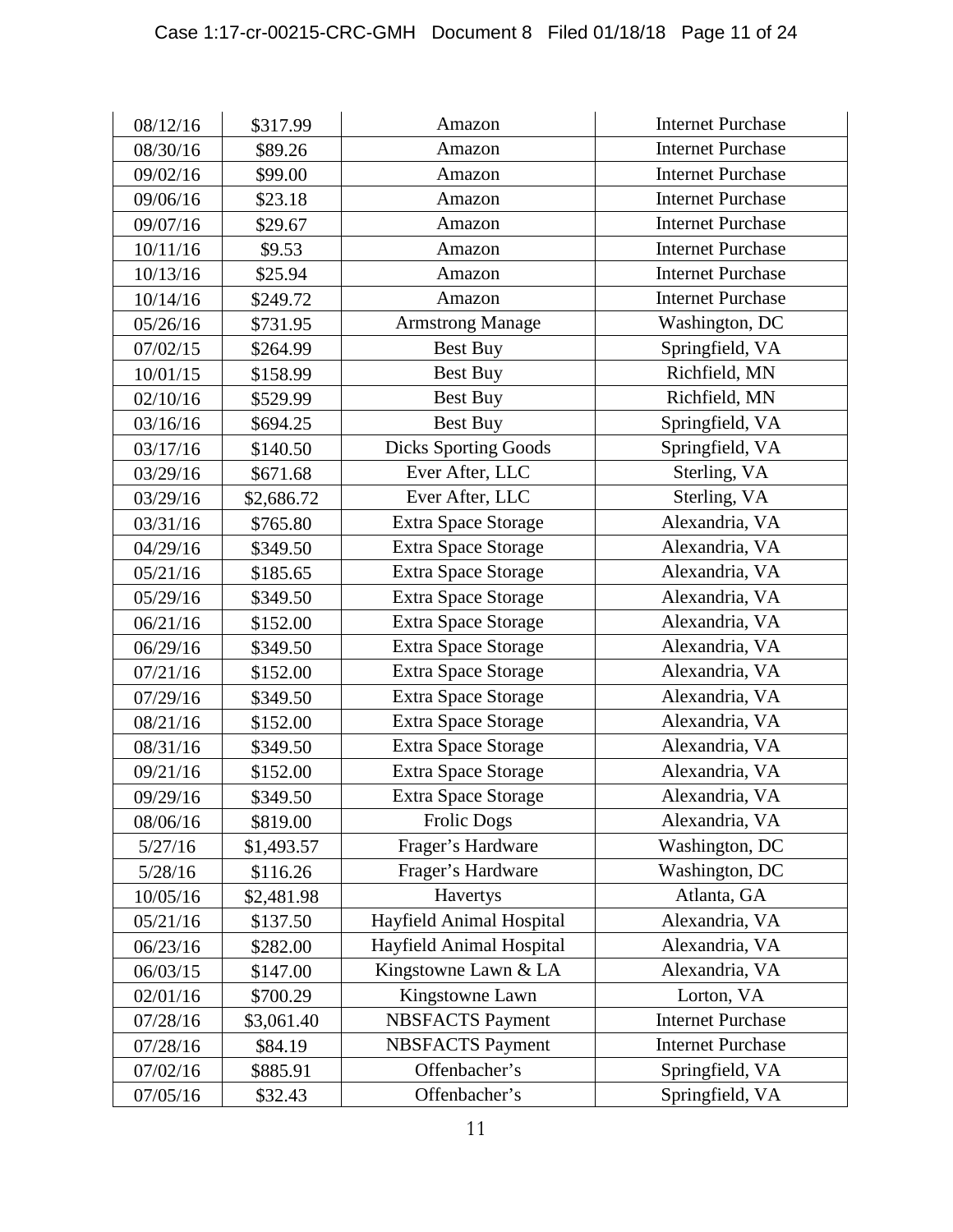| 08/12/16 | $317.99 | Amazon | Internet Purchase |
|---|---|---|---|
| 08/30/16 | $89.26 | Amazon | Internet Purchase |
| 09/02/16 | $99.00 | Amazon | Internet Purchase |
| 09/06/16 | $23.18 | Amazon | Internet Purchase |
| 09/07/16 | $29.67 | Amazon | Internet Purchase |
| 10/11/16 | $9.53 | Amazon | Internet Purchase |
| 10/13/16 | $25.94 | Amazon | Internet Purchase |
| 10/14/16 | $249.72 | Amazon | Internet Purchase |
| 05/26/16 | $731.95 | Armstrong Manage | Washington, DC |
| 07/02/15 | $264.99 | Best Buy | Springfield, VA |
| 10/01/15 | $158.99 | Best Buy | Richfield, MN |
| 02/10/16 | $529.99 | Best Buy | Richfield, MN |
| 03/16/16 | $694.25 | Best Buy | Springfield, VA |
| 03/17/16 | $140.50 | Dicks Sporting Goods | Springfield, VA |
| 03/29/16 | $671.68 | Ever After, LLC | Sterling, VA |
| 03/29/16 | $2,686.72 | Ever After, LLC | Sterling, VA |
| 03/31/16 | $765.80 | Extra Space Storage | Alexandria, VA |
| 04/29/16 | $349.50 | Extra Space Storage | Alexandria, VA |
| 05/21/16 | $185.65 | Extra Space Storage | Alexandria, VA |
| 05/29/16 | $349.50 | Extra Space Storage | Alexandria, VA |
| 06/21/16 | $152.00 | Extra Space Storage | Alexandria, VA |
| 06/29/16 | $349.50 | Extra Space Storage | Alexandria, VA |
| 07/21/16 | $152.00 | Extra Space Storage | Alexandria, VA |
| 07/29/16 | $349.50 | Extra Space Storage | Alexandria, VA |
| 08/21/16 | $152.00 | Extra Space Storage | Alexandria, VA |
| 08/31/16 | $349.50 | Extra Space Storage | Alexandria, VA |
| 09/21/16 | $152.00 | Extra Space Storage | Alexandria, VA |
| 09/29/16 | $349.50 | Extra Space Storage | Alexandria, VA |
| 08/06/16 | $819.00 | Frolic Dogs | Alexandria, VA |
| 5/27/16 | $1,493.57 | Frager's Hardware | Washington, DC |
| 5/28/16 | $116.26 | Frager's Hardware | Washington, DC |
| 10/05/16 | $2,481.98 | Havertys | Atlanta, GA |
| 05/21/16 | $137.50 | Hayfield Animal Hospital | Alexandria, VA |
| 06/23/16 | $282.00 | Hayfield Animal Hospital | Alexandria, VA |
| 06/03/15 | $147.00 | Kingstowne Lawn & LA | Alexandria, VA |
| 02/01/16 | $700.29 | Kingstowne Lawn | Lorton, VA |
| 07/28/16 | $3,061.40 | NBSFACTS Payment | Internet Purchase |
| 07/28/16 | $84.19 | NBSFACTS Payment | Internet Purchase |
| 07/02/16 | $885.91 | Offenbacher's | Springfield, VA |
| 07/05/16 | $32.43 | Offenbacher's | Springfield, VA |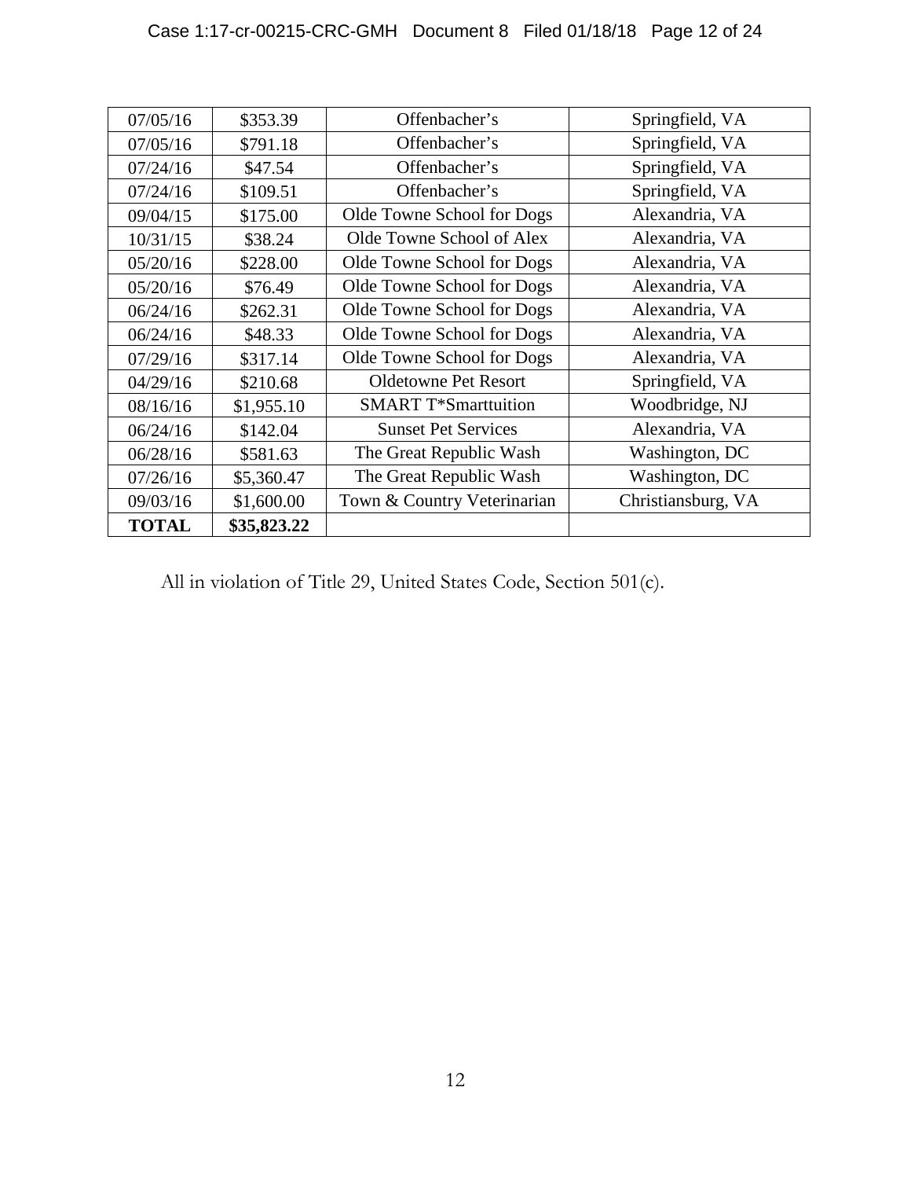| 07/05/16 | $353.39 | Offenbacher's | Springfield, VA |
|---|---|---|---|
| 07/05/16 | $791.18 | Offenbacher's | Springfield, VA |
| 07/24/16 | $47.54 | Offenbacher's | Springfield, VA |
| 07/24/16 | $109.51 | Offenbacher's | Springfield, VA |
| 09/04/15 | $175.00 | Olde Towne School for Dogs | Alexandria, VA |
| 10/31/15 | $38.24 | Olde Towne School of Alex | Alexandria, VA |
| 05/20/16 | $228.00 | Olde Towne School for Dogs | Alexandria, VA |
| 05/20/16 | $76.49 | Olde Towne School for Dogs | Alexandria, VA |
| 06/24/16 | $262.31 | Olde Towne School for Dogs | Alexandria, VA |
| 06/24/16 | $48.33 | Olde Towne School for Dogs | Alexandria, VA |
| 07/29/16 | $317.14 | Olde Towne School for Dogs | Alexandria, VA |
| 04/29/16 | $210.68 | Oldetowne Pet Resort | Springfield, VA |
| 08/16/16 | $1,955.10 | SMART T*Smarttuition | Woodbridge, NJ |
| 06/24/16 | $142.04 | Sunset Pet Services | Alexandria, VA |
| 06/28/16 | $581.63 | The Great Republic Wash | Washington, DC |
| 07/26/16 | $5,360.47 | The Great Republic Wash | Washington, DC |
| 09/03/16 | $1,600.00 | Town & Country Veterinarian | Christiansburg, VA |
| **TOTAL** | **$35,823.22** | | |

All in violation of Title 29, United States Code, Section 501(c).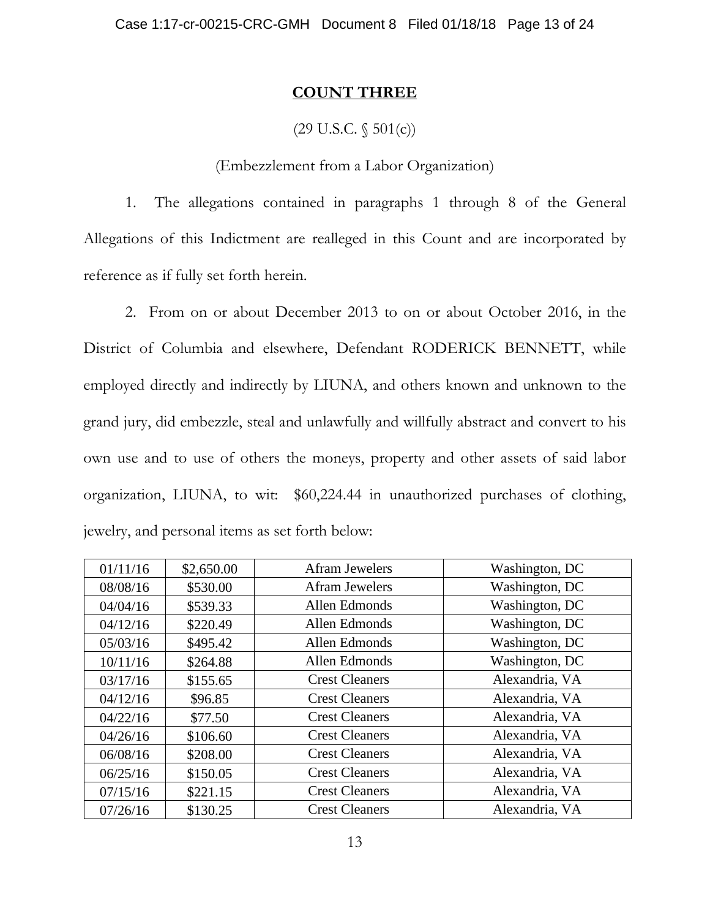## COUNT THREE

(29 U.S.C. § 501(c))

(Embezzlement from a Labor Organization)

1. The allegations contained in paragraphs 1 through 8 of the General Allegations of this Indictment are realleged in this Count and are incorporated by reference as if fully set forth herein.

2. From on or about December 2013 to on or about October 2016, in the District of Columbia and elsewhere, Defendant RODERICK BENNETT, while employed directly and indirectly by LIUNA, and others known and unknown to the grand jury, did embezzle, steal and unlawfully and willfully abstract and convert to his own use and to use of others the moneys, property and other assets of said labor organization, LIUNA, to wit: $60,224.44 in unauthorized purchases of clothing, jewelry, and personal items as set forth below:

| | | | |
|---|---|---|---|
| 01/11/16 | $2,650.00 | Afram Jewelers | Washington, DC |
| 08/08/16 | $530.00 | Afram Jewelers | Washington, DC |
| 04/04/16 | $539.33 | Allen Edmonds | Washington, DC |
| 04/12/16 | $220.49 | Allen Edmonds | Washington, DC |
| 05/03/16 | $495.42 | Allen Edmonds | Washington, DC |
| 10/11/16 | $264.88 | Allen Edmonds | Washington, DC |
| 03/17/16 | $155.65 | Crest Cleaners | Alexandria, VA |
| 04/12/16 | $96.85 | Crest Cleaners | Alexandria, VA |
| 04/22/16 | $77.50 | Crest Cleaners | Alexandria, VA |
| 04/26/16 | $106.60 | Crest Cleaners | Alexandria, VA |
| 06/08/16 | $208.00 | Crest Cleaners | Alexandria, VA |
| 06/25/16 | $150.05 | Crest Cleaners | Alexandria, VA |
| 07/15/16 | $221.15 | Crest Cleaners | Alexandria, VA |
| 07/26/16 | $130.25 | Crest Cleaners | Alexandria, VA |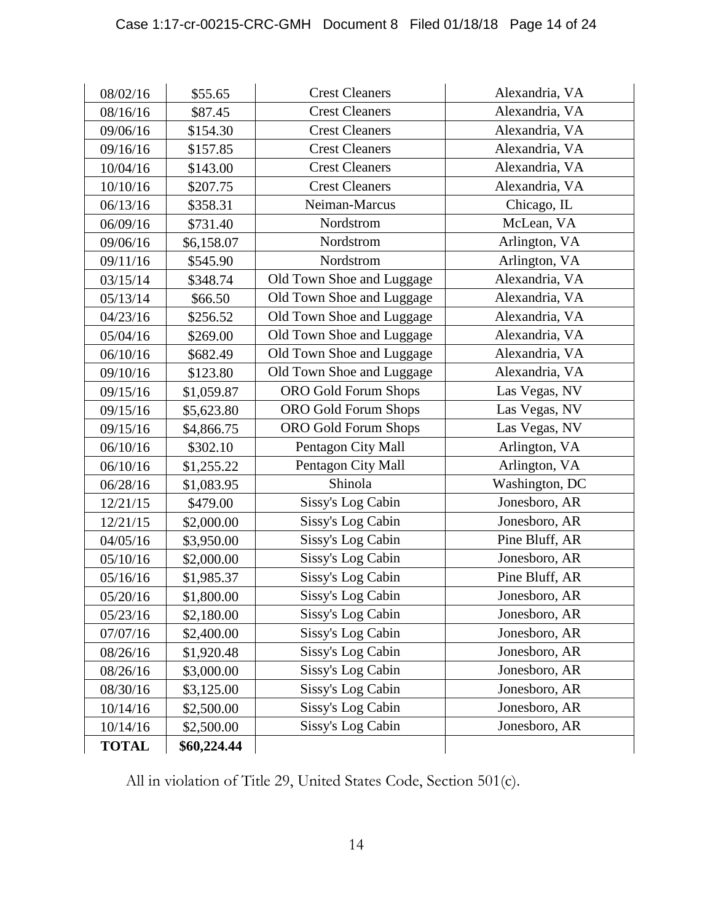| 08/02/16 | $55.65 | Crest Cleaners | Alexandria, VA |
|---|---|---|---|
| 08/16/16 | $87.45 | Crest Cleaners | Alexandria, VA |
| 09/06/16 | $154.30 | Crest Cleaners | Alexandria, VA |
| 09/16/16 | $157.85 | Crest Cleaners | Alexandria, VA |
| 10/04/16 | $143.00 | Crest Cleaners | Alexandria, VA |
| 10/10/16 | $207.75 | Crest Cleaners | Alexandria, VA |
| 06/13/16 | $358.31 | Neiman-Marcus | Chicago, IL |
| 06/09/16 | $731.40 | Nordstrom | McLean, VA |
| 09/06/16 | $6,158.07 | Nordstrom | Arlington, VA |
| 09/11/16 | $545.90 | Nordstrom | Arlington, VA |
| 03/15/14 | $348.74 | Old Town Shoe and Luggage | Alexandria, VA |
| 05/13/14 | $66.50 | Old Town Shoe and Luggage | Alexandria, VA |
| 04/23/16 | $256.52 | Old Town Shoe and Luggage | Alexandria, VA |
| 05/04/16 | $269.00 | Old Town Shoe and Luggage | Alexandria, VA |
| 06/10/16 | $682.49 | Old Town Shoe and Luggage | Alexandria, VA |
| 09/10/16 | $123.80 | Old Town Shoe and Luggage | Alexandria, VA |
| 09/15/16 | $1,059.87 | ORO Gold Forum Shops | Las Vegas, NV |
| 09/15/16 | $5,623.80 | ORO Gold Forum Shops | Las Vegas, NV |
| 09/15/16 | $4,866.75 | ORO Gold Forum Shops | Las Vegas, NV |
| 06/10/16 | $302.10 | Pentagon City Mall | Arlington, VA |
| 06/10/16 | $1,255.22 | Pentagon City Mall | Arlington, VA |
| 06/28/16 | $1,083.95 | Shinola | Washington, DC |
| 12/21/15 | $479.00 | Sissy's Log Cabin | Jonesboro, AR |
| 12/21/15 | $2,000.00 | Sissy's Log Cabin | Jonesboro, AR |
| 04/05/16 | $3,950.00 | Sissy's Log Cabin | Pine Bluff, AR |
| 05/10/16 | $2,000.00 | Sissy's Log Cabin | Jonesboro, AR |
| 05/16/16 | $1,985.37 | Sissy's Log Cabin | Pine Bluff, AR |
| 05/20/16 | $1,800.00 | Sissy's Log Cabin | Jonesboro, AR |
| 05/23/16 | $2,180.00 | Sissy's Log Cabin | Jonesboro, AR |
| 07/07/16 | $2,400.00 | Sissy's Log Cabin | Jonesboro, AR |
| 08/26/16 | $1,920.48 | Sissy's Log Cabin | Jonesboro, AR |
| 08/26/16 | $3,000.00 | Sissy's Log Cabin | Jonesboro, AR |
| 08/30/16 | $3,125.00 | Sissy's Log Cabin | Jonesboro, AR |
| 10/14/16 | $2,500.00 | Sissy's Log Cabin | Jonesboro, AR |
| 10/14/16 | $2,500.00 | Sissy's Log Cabin | Jonesboro, AR |
| **TOTAL** | **$60,224.44** | | |

All in violation of Title 29, United States Code, Section 501(c).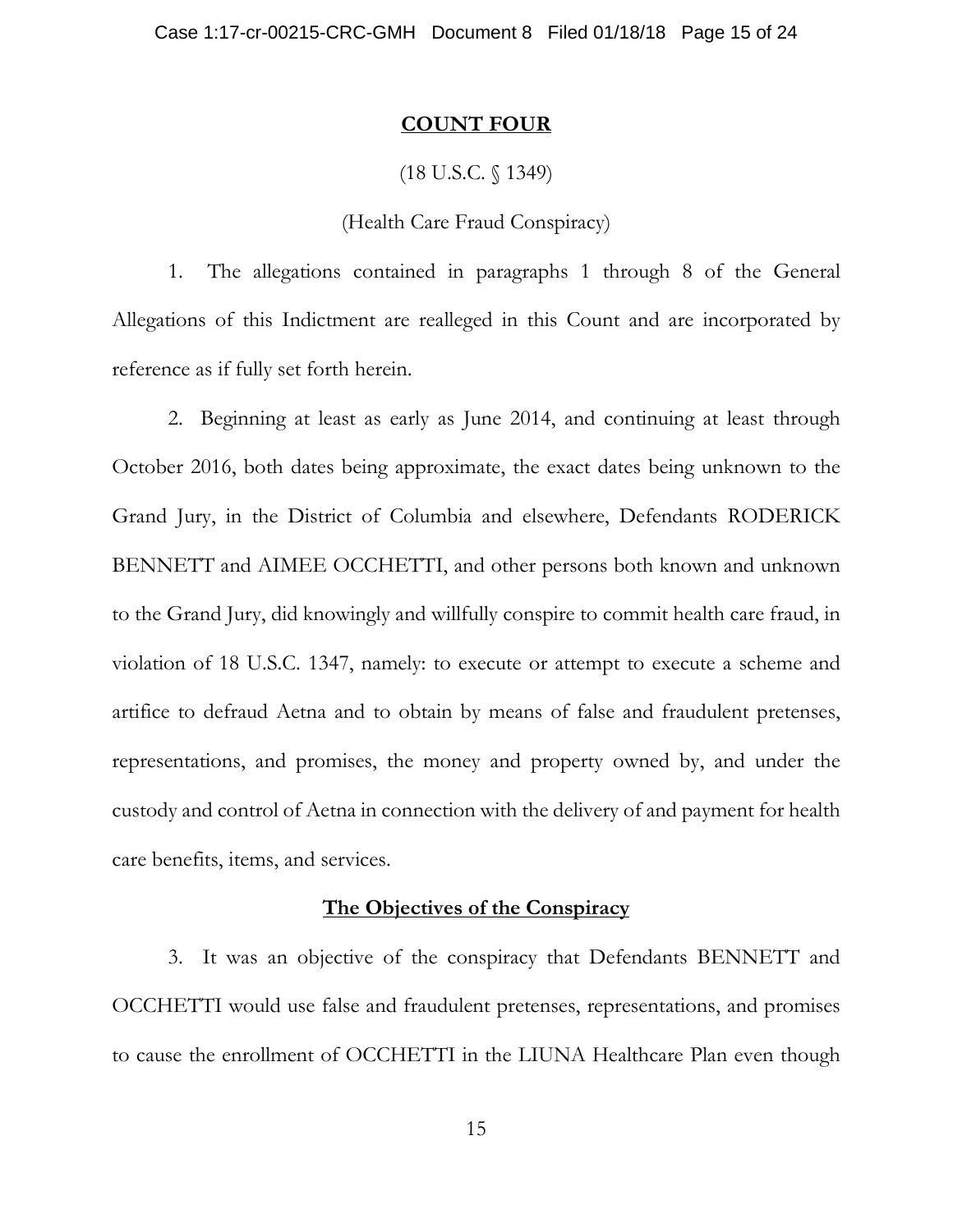**COUNT FOUR**

(18 U.S.C. § 1349)

(Health Care Fraud Conspiracy)

1. The allegations contained in paragraphs 1 through 8 of the General Allegations of this Indictment are realleged in this Count and are incorporated by reference as if fully set forth herein.

2. Beginning at least as early as June 2014, and continuing at least through October 2016, both dates being approximate, the exact dates being unknown to the Grand Jury, in the District of Columbia and elsewhere, Defendants RODERICK BENNETT and AIMEE OCCHETTI, and other persons both known and unknown to the Grand Jury, did knowingly and willfully conspire to commit health care fraud, in violation of 18 U.S.C. 1347, namely: to execute or attempt to execute a scheme and artifice to defraud Aetna and to obtain by means of false and fraudulent pretenses, representations, and promises, the money and property owned by, and under the custody and control of Aetna in connection with the delivery of and payment for health care benefits, items, and services.

**The Objectives of the Conspiracy**

3. It was an objective of the conspiracy that Defendants BENNETT and OCCHETTI would use false and fraudulent pretenses, representations, and promises to cause the enrollment of OCCHETTI in the LIUNA Healthcare Plan even though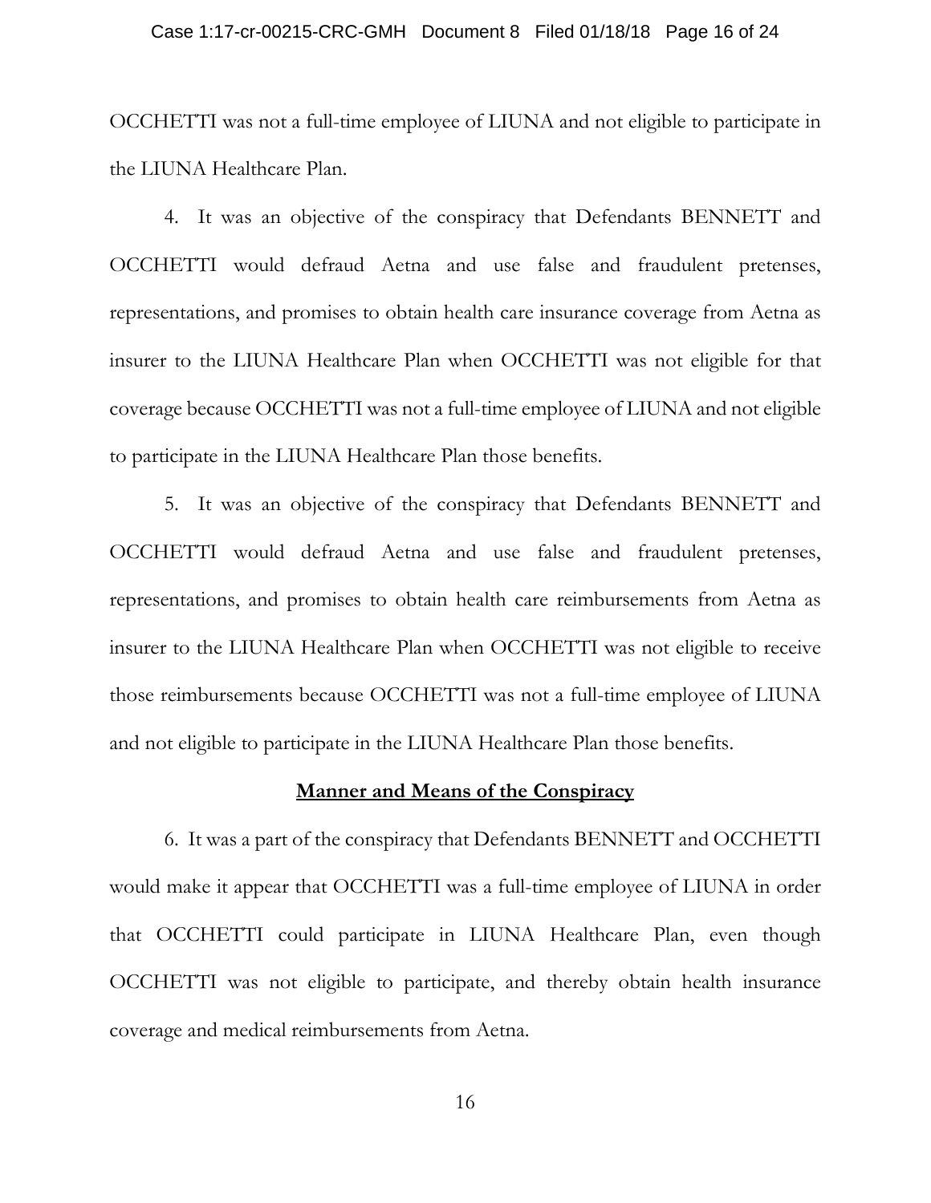OCCHETTI was not a full-time employee of LIUNA and not eligible to participate in the LIUNA Healthcare Plan.

4. It was an objective of the conspiracy that Defendants BENNETT and OCCHETTI would defraud Aetna and use false and fraudulent pretenses, representations, and promises to obtain health care insurance coverage from Aetna as insurer to the LIUNA Healthcare Plan when OCCHETTI was not eligible for that coverage because OCCHETTI was not a full-time employee of LIUNA and not eligible to participate in the LIUNA Healthcare Plan those benefits.

5. It was an objective of the conspiracy that Defendants BENNETT and OCCHETTI would defraud Aetna and use false and fraudulent pretenses, representations, and promises to obtain health care reimbursements from Aetna as insurer to the LIUNA Healthcare Plan when OCCHETTI was not eligible to receive those reimbursements because OCCHETTI was not a full-time employee of LIUNA and not eligible to participate in the LIUNA Healthcare Plan those benefits.

**<u>Manner and Means of the Conspiracy</u>**

6. It was a part of the conspiracy that Defendants BENNETT and OCCHETTI would make it appear that OCCHETTI was a full-time employee of LIUNA in order that OCCHETTI could participate in LIUNA Healthcare Plan, even though OCCHETTI was not eligible to participate, and thereby obtain health insurance coverage and medical reimbursements from Aetna.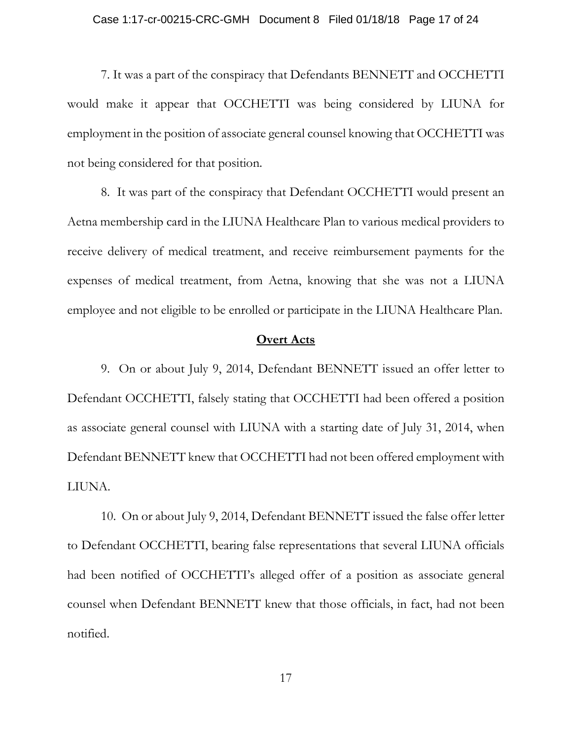7. It was a part of the conspiracy that Defendants BENNETT and OCCHETTI would make it appear that OCCHETTI was being considered by LIUNA for employment in the position of associate general counsel knowing that OCCHETTI was not being considered for that position.

8. It was part of the conspiracy that Defendant OCCHETTI would present an Aetna membership card in the LIUNA Healthcare Plan to various medical providers to receive delivery of medical treatment, and receive reimbursement payments for the expenses of medical treatment, from Aetna, knowing that she was not a LIUNA employee and not eligible to be enrolled or participate in the LIUNA Healthcare Plan.

**Overt Acts**

9. On or about July 9, 2014, Defendant BENNETT issued an offer letter to Defendant OCCHETTI, falsely stating that OCCHETTI had been offered a position as associate general counsel with LIUNA with a starting date of July 31, 2014, when Defendant BENNETT knew that OCCHETTI had not been offered employment with LIUNA.

10. On or about July 9, 2014, Defendant BENNETT issued the false offer letter to Defendant OCCHETTI, bearing false representations that several LIUNA officials had been notified of OCCHETTI's alleged offer of a position as associate general counsel when Defendant BENNETT knew that those officials, in fact, had not been notified.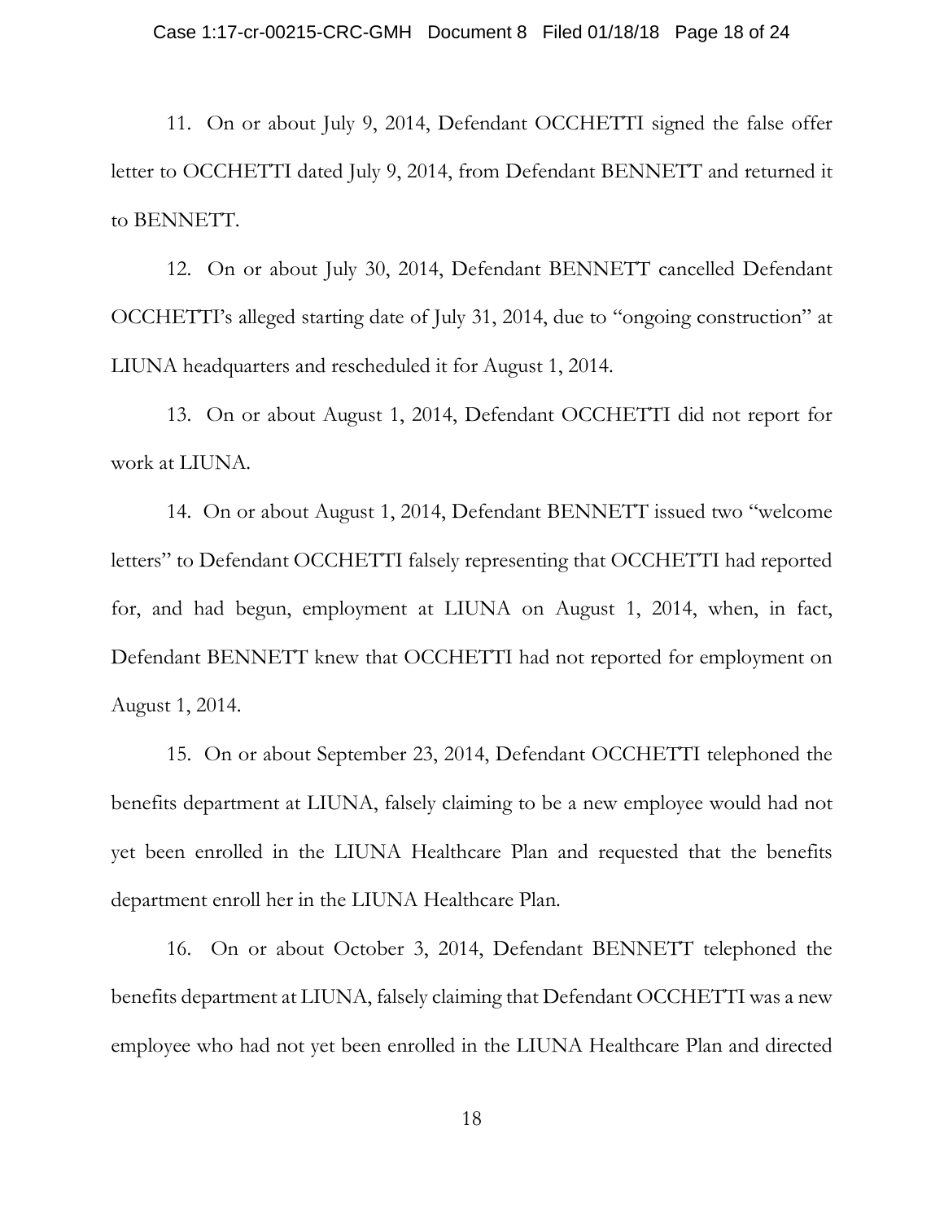11. On or about July 9, 2014, Defendant OCCHETTI signed the false offer letter to OCCHETTI dated July 9, 2014, from Defendant BENNETT and returned it to BENNETT.

12. On or about July 30, 2014, Defendant BENNETT cancelled Defendant OCCHETTI's alleged starting date of July 31, 2014, due to "ongoing construction" at LIUNA headquarters and rescheduled it for August 1, 2014.

13. On or about August 1, 2014, Defendant OCCHETTI did not report for work at LIUNA.

14. On or about August 1, 2014, Defendant BENNETT issued two "welcome letters" to Defendant OCCHETTI falsely representing that OCCHETTI had reported for, and had begun, employment at LIUNA on August 1, 2014, when, in fact, Defendant BENNETT knew that OCCHETTI had not reported for employment on August 1, 2014.

15. On or about September 23, 2014, Defendant OCCHETTI telephoned the benefits department at LIUNA, falsely claiming to be a new employee would had not yet been enrolled in the LIUNA Healthcare Plan and requested that the benefits department enroll her in the LIUNA Healthcare Plan.

16. On or about October 3, 2014, Defendant BENNETT telephoned the benefits department at LIUNA, falsely claiming that Defendant OCCHETTI was a new employee who had not yet been enrolled in the LIUNA Healthcare Plan and directed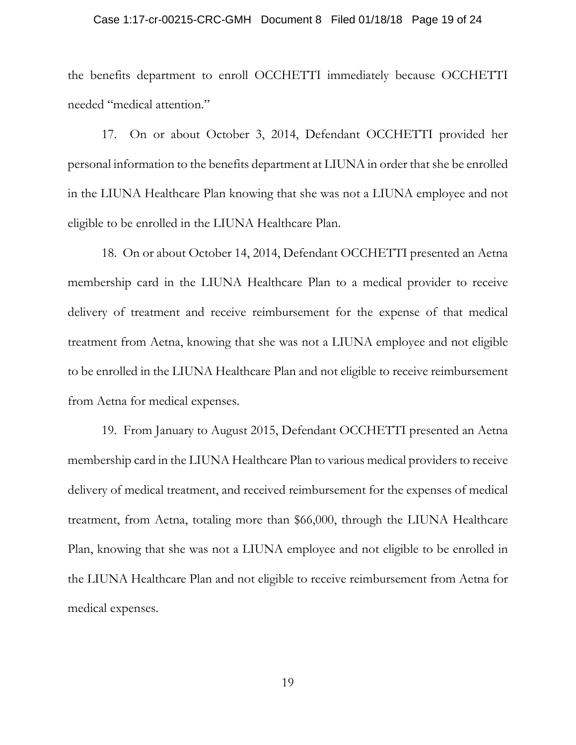the benefits department to enroll OCCHETTI immediately because OCCHETTI needed "medical attention."

17. On or about October 3, 2014, Defendant OCCHETTI provided her personal information to the benefits department at LIUNA in order that she be enrolled in the LIUNA Healthcare Plan knowing that she was not a LIUNA employee and not eligible to be enrolled in the LIUNA Healthcare Plan.

18. On or about October 14, 2014, Defendant OCCHETTI presented an Aetna membership card in the LIUNA Healthcare Plan to a medical provider to receive delivery of treatment and receive reimbursement for the expense of that medical treatment from Aetna, knowing that she was not a LIUNA employee and not eligible to be enrolled in the LIUNA Healthcare Plan and not eligible to receive reimbursement from Aetna for medical expenses.

19. From January to August 2015, Defendant OCCHETTI presented an Aetna membership card in the LIUNA Healthcare Plan to various medical providers to receive delivery of medical treatment, and received reimbursement for the expenses of medical treatment, from Aetna, totaling more than $66,000, through the LIUNA Healthcare Plan, knowing that she was not a LIUNA employee and not eligible to be enrolled in the LIUNA Healthcare Plan and not eligible to receive reimbursement from Aetna for medical expenses.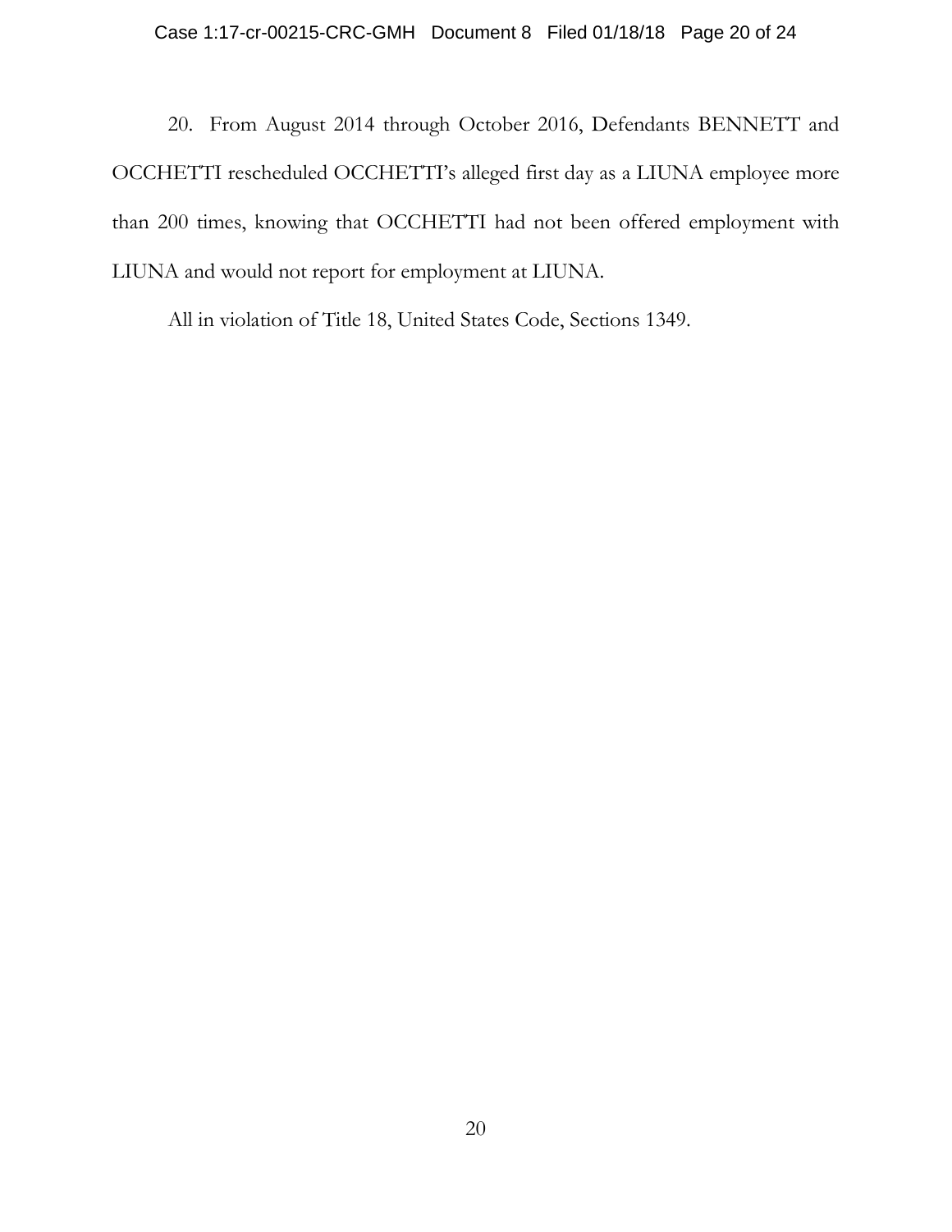20. From August 2014 through October 2016, Defendants BENNETT and OCCHETTI rescheduled OCCHETTI's alleged first day as a LIUNA employee more than 200 times, knowing that OCCHETTI had not been offered employment with LIUNA and would not report for employment at LIUNA.

All in violation of Title 18, United States Code, Sections 1349.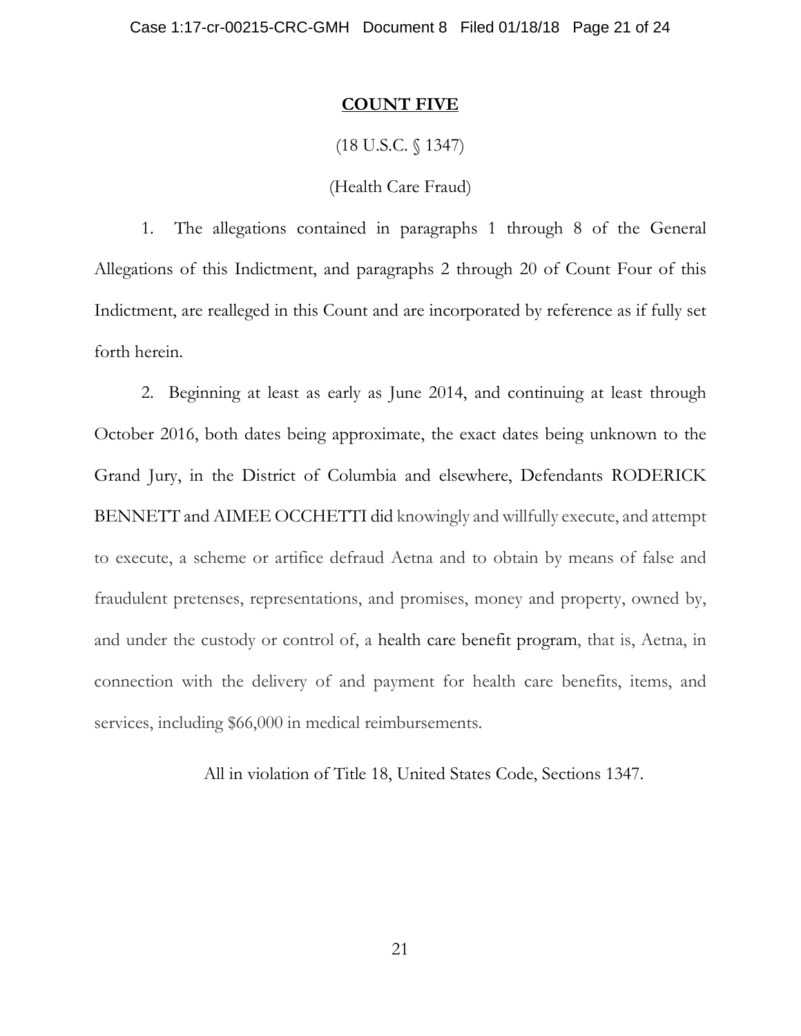**COUNT FIVE**

(18 U.S.C. § 1347)

(Health Care Fraud)

1. The allegations contained in paragraphs 1 through 8 of the General Allegations of this Indictment, and paragraphs 2 through 20 of Count Four of this Indictment, are realleged in this Count and are incorporated by reference as if fully set forth herein.

2. Beginning at least as early as June 2014, and continuing at least through October 2016, both dates being approximate, the exact dates being unknown to the Grand Jury, in the District of Columbia and elsewhere, Defendants RODERICK BENNETT and AIMEE OCCHETTI did knowingly and willfully execute, and attempt to execute, a scheme or artifice defraud Aetna and to obtain by means of false and fraudulent pretenses, representations, and promises, money and property, owned by, and under the custody or control of, a health care benefit program, that is, Aetna, in connection with the delivery of and payment for health care benefits, items, and services, including $66,000 in medical reimbursements.

All in violation of Title 18, United States Code, Sections 1347.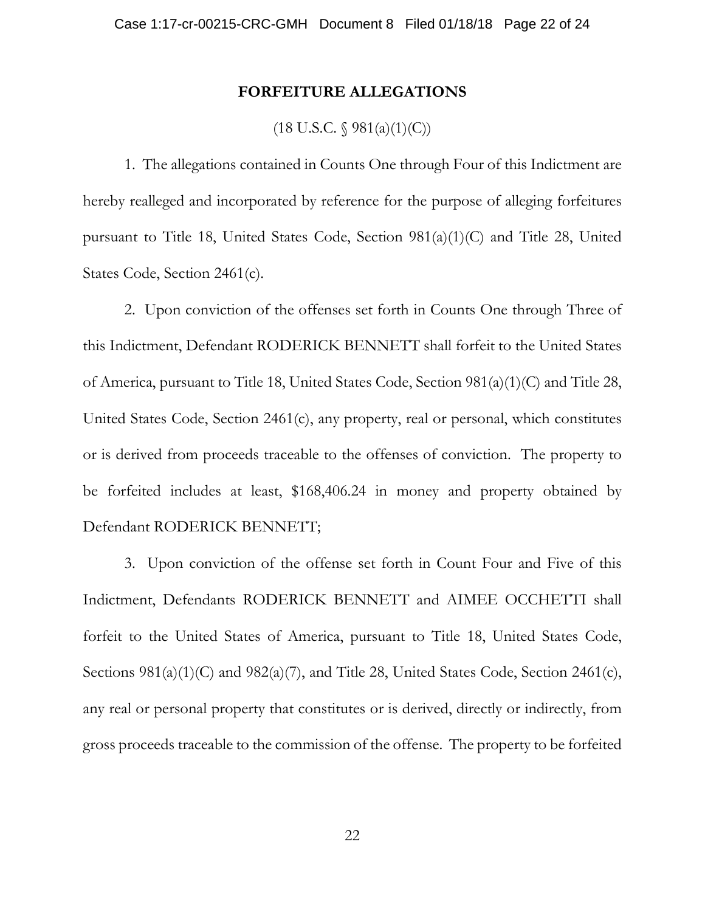## FORFEITURE ALLEGATIONS

(18 U.S.C. § 981(a)(1)(C))

1. The allegations contained in Counts One through Four of this Indictment are hereby realleged and incorporated by reference for the purpose of alleging forfeitures pursuant to Title 18, United States Code, Section 981(a)(1)(C) and Title 28, United States Code, Section 2461(c).

2. Upon conviction of the offenses set forth in Counts One through Three of this Indictment, Defendant RODERICK BENNETT shall forfeit to the United States of America, pursuant to Title 18, United States Code, Section 981(a)(1)(C) and Title 28, United States Code, Section 2461(c), any property, real or personal, which constitutes or is derived from proceeds traceable to the offenses of conviction. The property to be forfeited includes at least, $168,406.24 in money and property obtained by Defendant RODERICK BENNETT;

3. Upon conviction of the offense set forth in Count Four and Five of this Indictment, Defendants RODERICK BENNETT and AIMEE OCCHETTI shall forfeit to the United States of America, pursuant to Title 18, United States Code, Sections 981(a)(1)(C) and 982(a)(7), and Title 28, United States Code, Section 2461(c), any real or personal property that constitutes or is derived, directly or indirectly, from gross proceeds traceable to the commission of the offense. The property to be forfeited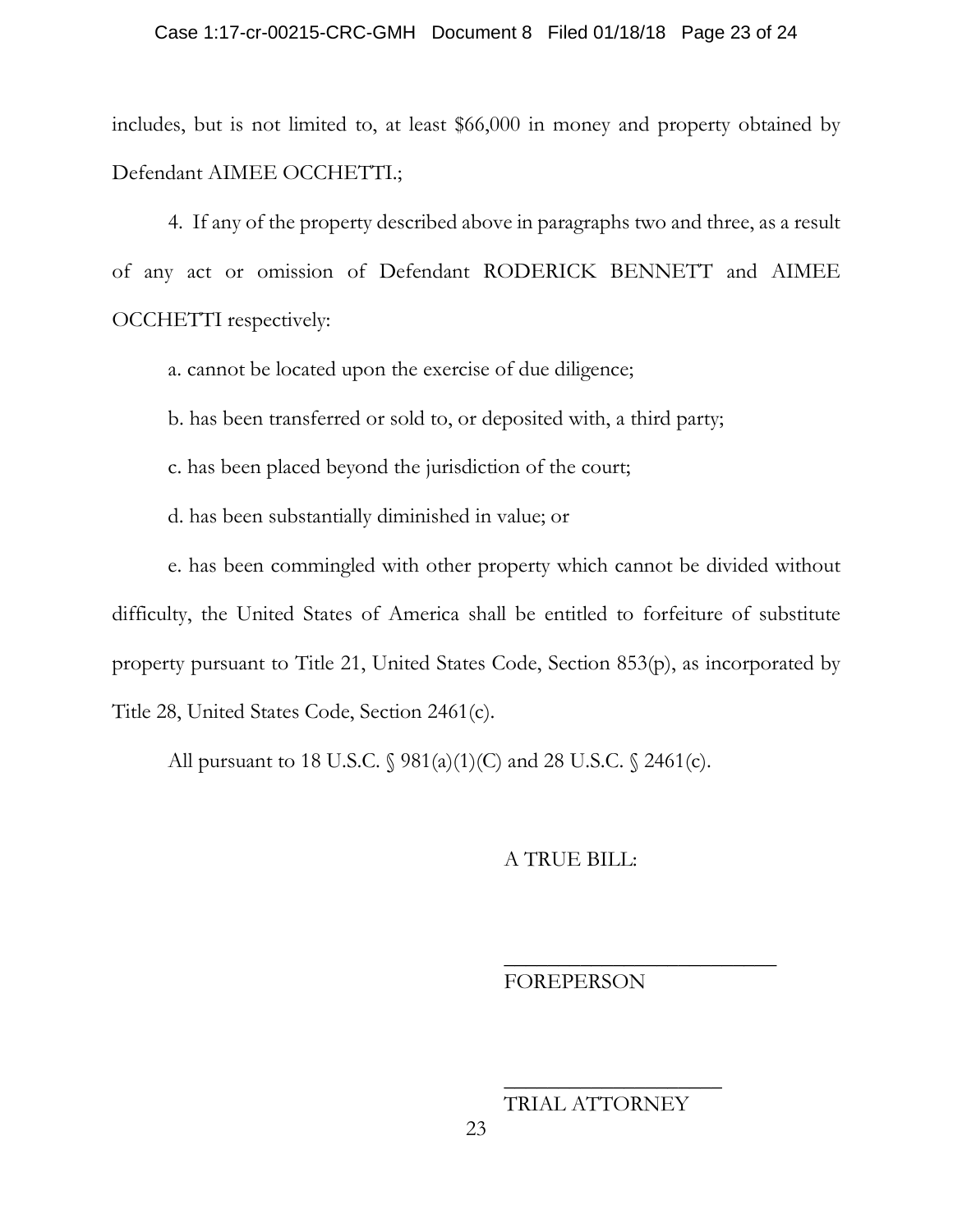includes, but is not limited to, at least $66,000 in money and property obtained by Defendant AIMEE OCCHETTI.;

4. If any of the property described above in paragraphs two and three, as a result of any act or omission of Defendant RODERICK BENNETT and AIMEE OCCHETTI respectively:

a. cannot be located upon the exercise of due diligence;

b. has been transferred or sold to, or deposited with, a third party;

c. has been placed beyond the jurisdiction of the court;

d. has been substantially diminished in value; or

e. has been commingled with other property which cannot be divided without difficulty, the United States of America shall be entitled to forfeiture of substitute property pursuant to Title 21, United States Code, Section 853(p), as incorporated by Title 28, United States Code, Section 2461(c).

All pursuant to 18 U.S.C. § 981(a)(1)(C) and 28 U.S.C. § 2461(c).

A TRUE BILL:

\_\_\_\_\_\_\_\_\_\_\_\_\_\_\_\_\_\_\_\_\_\_\_\_\_\_

FOREPERSON

\_\_\_\_\_\_\_\_\_\_\_\_\_\_\_\_\_\_\_\_\_

TRIAL ATTORNEY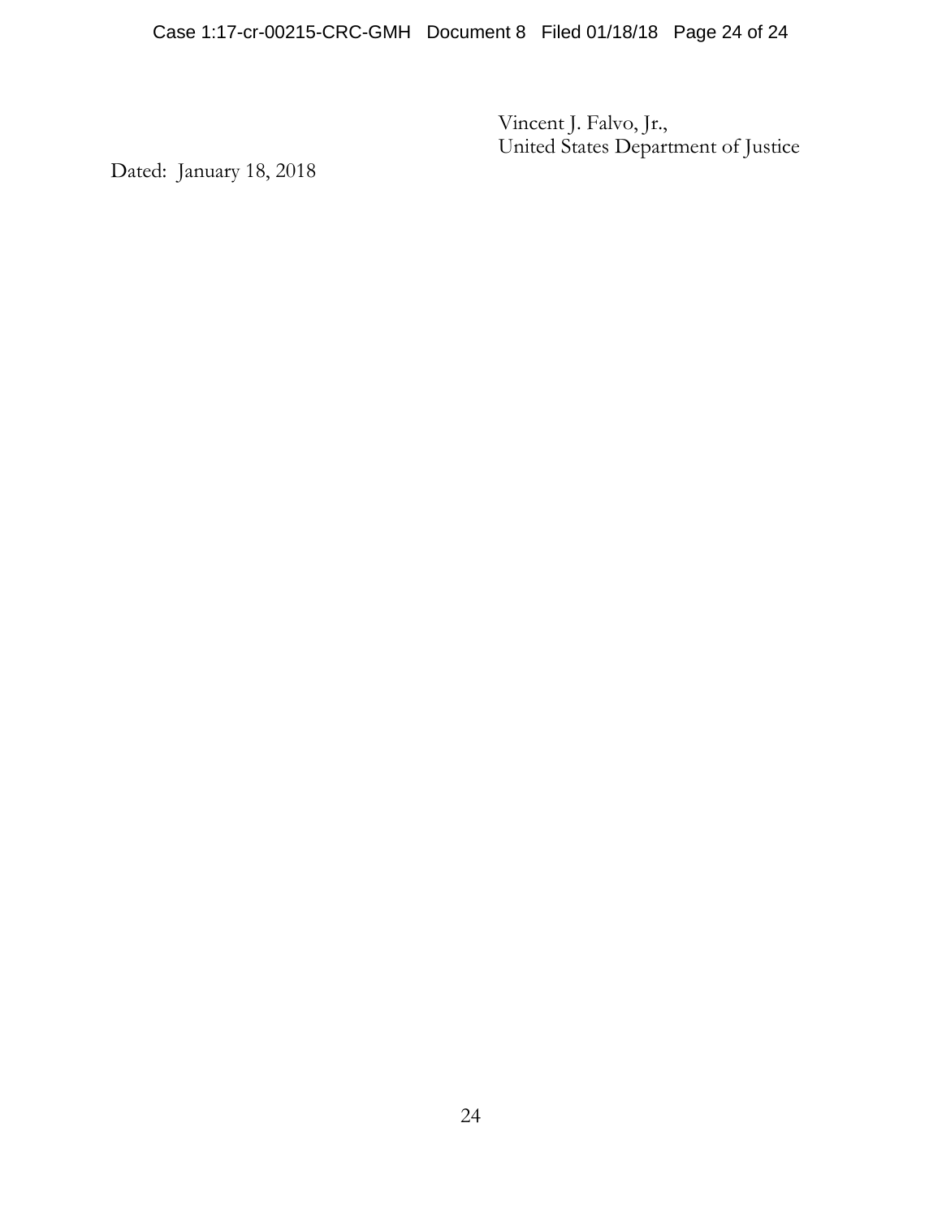Vincent J. Falvo, Jr.,
United States Department of Justice

Dated: January 18, 2018